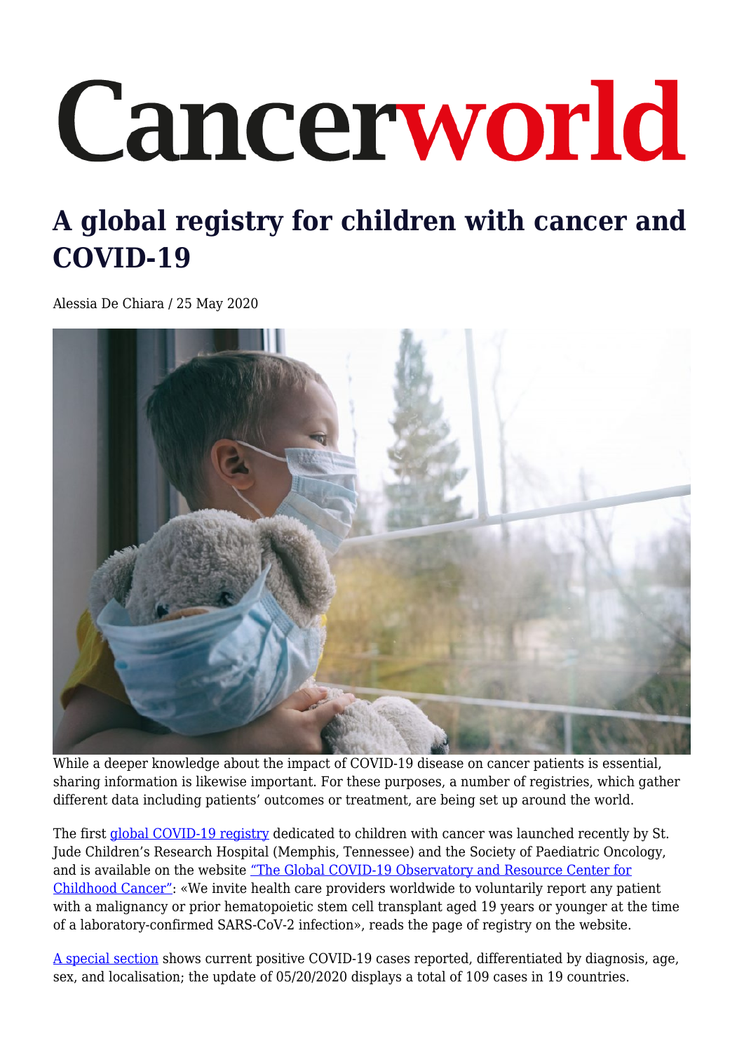# Cancerworld

## A global registry for children with cancer and COVID-19

Alessia De Chiara / 25 May 2020

While a deeper knowledge about the impact of COVID-19 disease on cancer patients is essential, sharing information is likewise important. For these purposes, a number of registries, which gather different data including patients' outcomes or treatment, are being set up around the world.

The first global COVID-19 registry dedicated to children with cancer was launched recently by St. Jude Children's Research Hospital (Memphis, Tennessee) and the Society of Paediatric Oncology, and is available on the website "The Global COVID-19 Observatory and Resource Center for Childhood Cancer": «We invite health care providers worldwide to voluntarily report any patient with a malignancy or prior hematopoietic stem cell transplant aged 19 years or younger at the time of a laboratory-confirmed SARS-CoV-2 infection», reads the page of registry on the website.

A special section shows current positive COVID-19 cases reported, differentiated by diagnosis, age, sex, and localisation; the update of 05/20/2020 displays a total of 109 cases in 19 countries.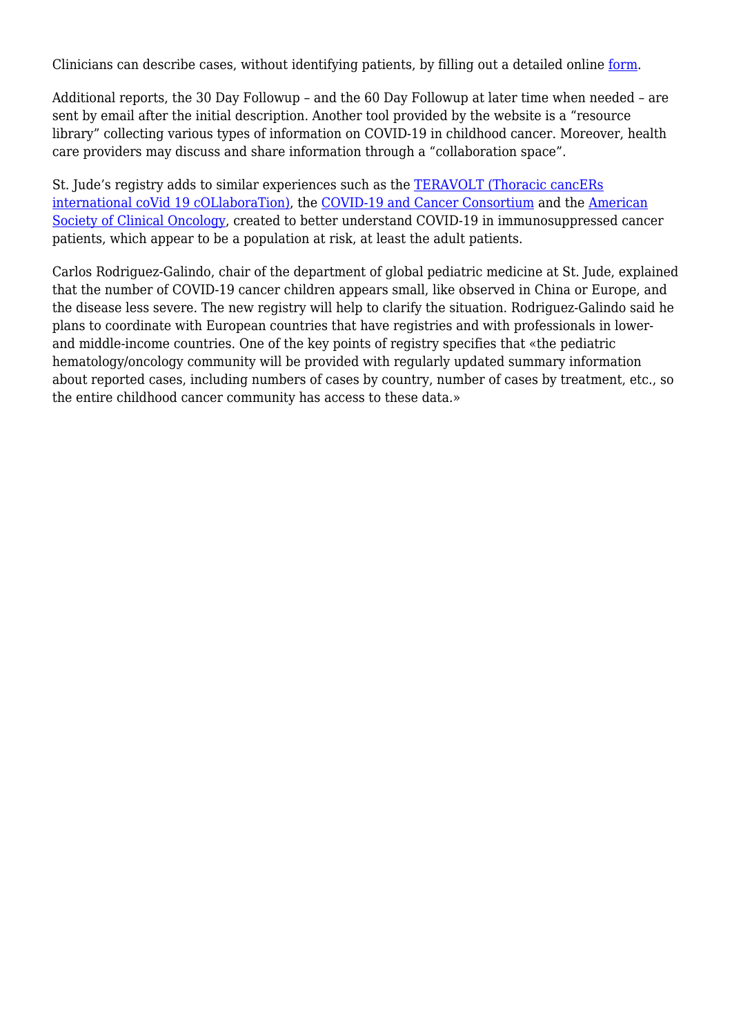Clinicians can describe cases, without identifying patients, by filling out a detailed online form.

Additional reports, the 30 Day Followup – and the 60 Day Followup at later time when needed – are sent by email after the initial description. Another tool provided by the website is a "resource library" collecting various types of information on COVID-19 in childhood cancer. Moreover, health care providers may discuss and share information through a "collaboration space".

St. Jude's registry adds to similar experiences such as the TERAVOLT (Thoracic cancERs international coVid 19 cOLlaboraTion), the COVID-19 and Cancer Consortium and the American Society of Clinical Oncology, created to better understand COVID-19 in immunosuppressed cancer patients, which appear to be a population at risk, at least the adult patients.

Carlos Rodriguez-Galindo, chair of the department of global pediatric medicine at St. Jude, explained that the number of COVID-19 cancer children appears small, like observed in China or Europe, and the disease less severe. The new registry will help to clarify the situation. Rodriguez-Galindo said he plans to coordinate with European countries that have registries and with professionals in lower- and middle-income countries. One of the key points of registry specifies that «the pediatric hematology/oncology community will be provided with regularly updated summary information about reported cases, including numbers of cases by country, number of cases by treatment, etc., so the entire childhood cancer community has access to these data.»